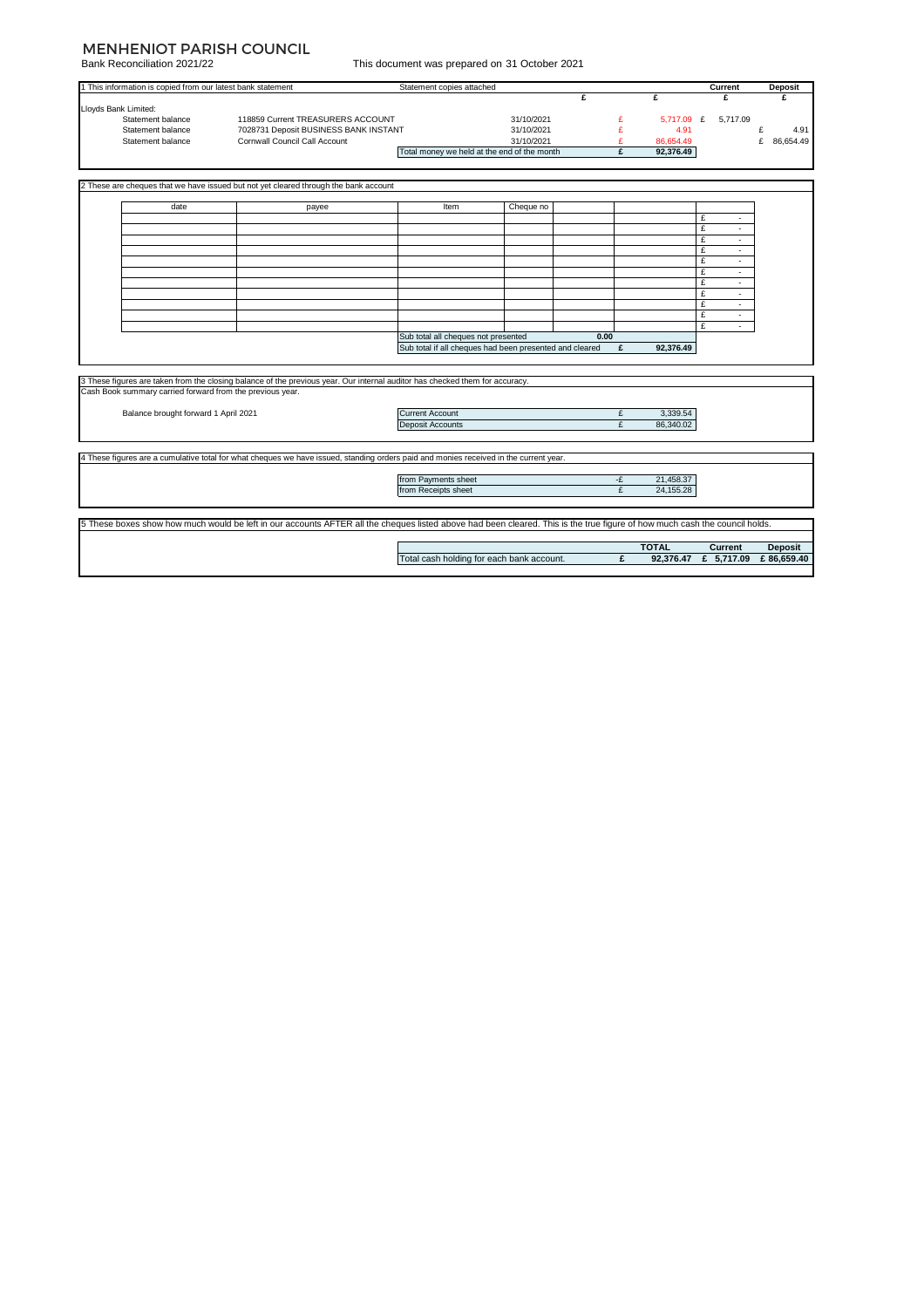# MENHENIOT PARISH COUNCIL

Bank Reconciliation 2021/22

This document was prepared on 31 October 2021

| 1 This information is copied from our latest bank statement | | Statement copies attached | | | | Current | Deposit |
|---|---|---|---|---|---|---|---|
| | | | | £ | £ | £ | £ |
| Lloyds Bank Limited: | | | | | | | |
| Statement balance | 118859 Current TREASURERS ACCOUNT | | 31/10/2021 | £ | 5,717.09 | £ 5,717.09 | |
| Statement balance | 7028731 Deposit BUSINESS BANK INSTANT | | 31/10/2021 | £ | 4.91 | | £ 4.91 |
| Statement balance | Cornwall Council Call Account | | 31/10/2021 | £ | 86,654.49 | | £ 86,654.49 |
| | | Total money we held at the end of the month | | £ | 92,376.49 | | |

2 These are cheques that we have issued but not yet cleared through the bank account

| date | payee | Item | Cheque no | | | |
|---|---|---|---|---|---|---|
| | | | | | | £ - |
| | | | | | | £ - |
| | | | | | | £ - |
| | | | | | | £ - |
| | | | | | | £ - |
| | | | | | | £ - |
| | | | | | | £ - |
| | | | | | | £ - |
| | | | | | | £ - |
| | | | | | | £ - |
| | | | | | | £ - |
| | | Sub total all cheques not presented | | 0.00 | | |
| | | Sub total if all cheques had been presented and cleared | | £ | 92,376.49 | |

3 These figures are taken from the closing balance of the previous year. Our internal auditor has checked them for accuracy.

Cash Book summary carried forward from the previous year.

| | | | |
|---|---|---|---|
| Balance brought forward 1 April 2021 | Current Account | £ | 3,339.54 |
| | Deposit Accounts | £ | 86,340.02 |

4 These figures are a cumulative total for what cheques we have issued, standing orders paid and monies received in the current year.

| | | |
|---|---|---|
| from Payments sheet | -£ | 21,458.37 |
| from Receipts sheet | £ | 24,155.28 |

5 These boxes show how much would be left in our accounts AFTER all the cheques listed above had been cleared. This is the true figure of how much cash the council holds.

| | | TOTAL | Current | Deposit |
|---|---|---|---|---|
| Total cash holding for each bank account. | £ | 92,376.47 | £ 5,717.09 | £ 86,659.40 |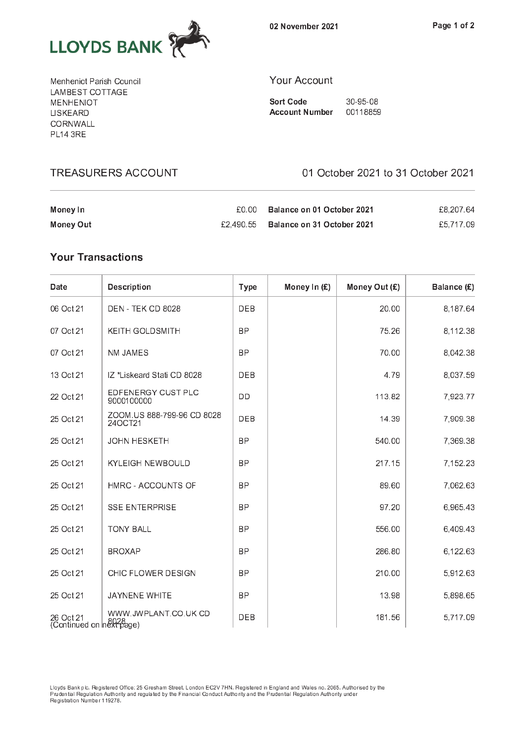# LLOYDS BANK

02 November 2021

Menheniot Parish Council
LAMBEST COTTAGE
MENHENIOT
LISKEARD
CORNWALL
PL14 3RE

## Your Account

**Sort Code** 30-95-08
**Account Number** 00118859

## TREASURERS ACCOUNT

01 October 2021 to 31 October 2021

| | | | |
|---|---|---|---|
| **Money In** | £0.00 | **Balance on 01 October 2021** | £8,207.64 |
| **Money Out** | £2,490.55 | **Balance on 31 October 2021** | £5,717.09 |

## Your Transactions

| Date | Description | Type | Money In (£) | Money Out (£) | Balance (£) |
|---|---|---|---|---|---|
| 06 Oct 21 | DEN - TEK CD 8028 | DEB | | 20.00 | 8,187.64 |
| 07 Oct 21 | KEITH GOLDSMITH | BP | | 75.26 | 8,112.38 |
| 07 Oct 21 | NM JAMES | BP | | 70.00 | 8,042.38 |
| 13 Oct 21 | IZ *Liskeard Stati CD 8028 | DEB | | 4.79 | 8,037.59 |
| 22 Oct 21 | EDFENERGY CUST PLC 9000100000 | DD | | 113.82 | 7,923.77 |
| 25 Oct 21 | ZOOM.US 888-799-96 CD 8028 24OCT21 | DEB | | 14.39 | 7,909.38 |
| 25 Oct 21 | JOHN HESKETH | BP | | 540.00 | 7,369.38 |
| 25 Oct 21 | KYLEIGH NEWBOULD | BP | | 217.15 | 7,152.23 |
| 25 Oct 21 | HMRC - ACCOUNTS OF | BP | | 89.60 | 7,062.63 |
| 25 Oct 21 | SSE ENTERPRISE | BP | | 97.20 | 6,965.43 |
| 25 Oct 21 | TONY BALL | BP | | 556.00 | 6,409.43 |
| 25 Oct 21 | BROXAP | BP | | 286.80 | 6,122.63 |
| 25 Oct 21 | CHIC FLOWER DESIGN | BP | | 210.00 | 5,912.63 |
| 25 Oct 21 | JAYNENE WHITE | BP | | 13.98 | 5,898.65 |
| 26 Oct 21 | WWW.JWPLANT.CO.UK CD 8028 | DEB | | 181.56 | 5,717.09 |

(Continued on next page)

Lloyds Bank plc. Registered Office: 25 Gresham Street, London EC2V 7HN. Registered in England and Wales no. 2065. Authorised by the Prudential Regulation Authority and regulated by the Financial Conduct Authority and the Prudential Regulation Authority under Registration Number 119278.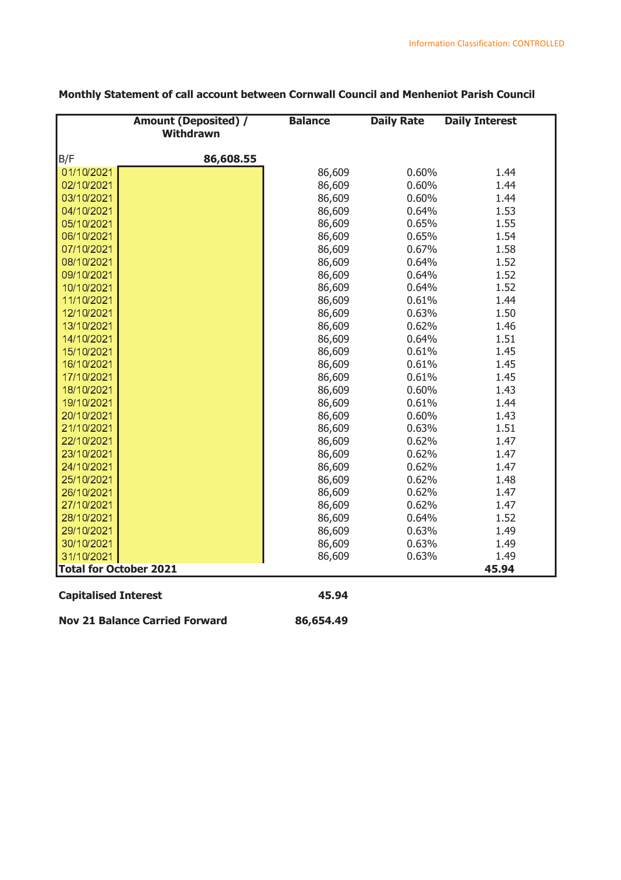Information Classification: CONTROLLED

**Monthly Statement of call account between Cornwall Council and Menheniot Parish Council**

| | Amount (Deposited) / Withdrawn | Balance | Daily Rate | Daily Interest |
|---|---|---|---|---|
| B/F | 86,608.55 | | | |
| 01/10/2021 | | 86,609 | 0.60% | 1.44 |
| 02/10/2021 | | 86,609 | 0.60% | 1.44 |
| 03/10/2021 | | 86,609 | 0.60% | 1.44 |
| 04/10/2021 | | 86,609 | 0.64% | 1.53 |
| 05/10/2021 | | 86,609 | 0.65% | 1.55 |
| 06/10/2021 | | 86,609 | 0.65% | 1.54 |
| 07/10/2021 | | 86,609 | 0.67% | 1.58 |
| 08/10/2021 | | 86,609 | 0.64% | 1.52 |
| 09/10/2021 | | 86,609 | 0.64% | 1.52 |
| 10/10/2021 | | 86,609 | 0.64% | 1.52 |
| 11/10/2021 | | 86,609 | 0.61% | 1.44 |
| 12/10/2021 | | 86,609 | 0.63% | 1.50 |
| 13/10/2021 | | 86,609 | 0.62% | 1.46 |
| 14/10/2021 | | 86,609 | 0.64% | 1.51 |
| 15/10/2021 | | 86,609 | 0.61% | 1.45 |
| 16/10/2021 | | 86,609 | 0.61% | 1.45 |
| 17/10/2021 | | 86,609 | 0.61% | 1.45 |
| 18/10/2021 | | 86,609 | 0.60% | 1.43 |
| 19/10/2021 | | 86,609 | 0.61% | 1.44 |
| 20/10/2021 | | 86,609 | 0.60% | 1.43 |
| 21/10/2021 | | 86,609 | 0.63% | 1.51 |
| 22/10/2021 | | 86,609 | 0.62% | 1.47 |
| 23/10/2021 | | 86,609 | 0.62% | 1.47 |
| 24/10/2021 | | 86,609 | 0.62% | 1.47 |
| 25/10/2021 | | 86,609 | 0.62% | 1.48 |
| 26/10/2021 | | 86,609 | 0.62% | 1.47 |
| 27/10/2021 | | 86,609 | 0.62% | 1.47 |
| 28/10/2021 | | 86,609 | 0.64% | 1.52 |
| 29/10/2021 | | 86,609 | 0.63% | 1.49 |
| 30/10/2021 | | 86,609 | 0.63% | 1.49 |
| 31/10/2021 | | 86,609 | 0.63% | 1.49 |
| **Total for October 2021** | | | | **45.94** |

**Capitalised Interest** **45.94**

**Nov 21 Balance Carried Forward** **86,654.49**